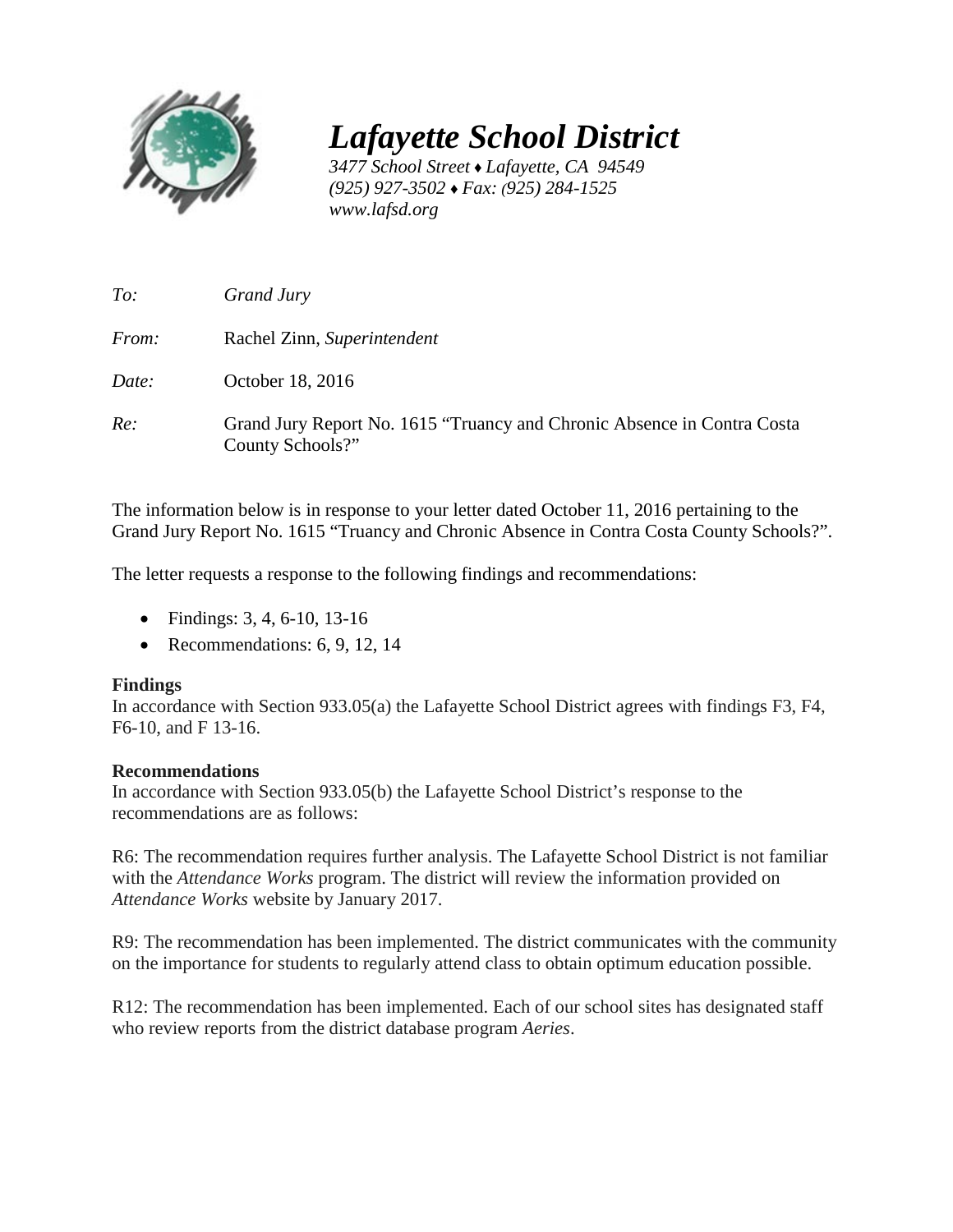# *Lafayette School District*

*3477 School Street ♦ Lafayette, CA 94549*
*(925) 927-3502 ♦ Fax: (925) 284-1525*
*www.lafsd.org*

*To:* *Grand Jury*

*From:* Rachel Zinn, *Superintendent*

*Date:* October 18, 2016

*Re:* Grand Jury Report No. 1615 "Truancy and Chronic Absence in Contra Costa County Schools?"

The information below is in response to your letter dated October 11, 2016 pertaining to the Grand Jury Report No. 1615 "Truancy and Chronic Absence in Contra Costa County Schools?".

The letter requests a response to the following findings and recommendations:

- Findings: 3, 4, 6-10, 13-16
- Recommendations: 6, 9, 12, 14

**Findings**
In accordance with Section 933.05(a) the Lafayette School District agrees with findings F3, F4, F6-10, and F 13-16.

**Recommendations**
In accordance with Section 933.05(b) the Lafayette School District's response to the recommendations are as follows:

R6: The recommendation requires further analysis. The Lafayette School District is not familiar with the *Attendance Works* program. The district will review the information provided on *Attendance Works* website by January 2017.

R9: The recommendation has been implemented. The district communicates with the community on the importance for students to regularly attend class to obtain optimum education possible.

R12: The recommendation has been implemented. Each of our school sites has designated staff who review reports from the district database program *Aeries*.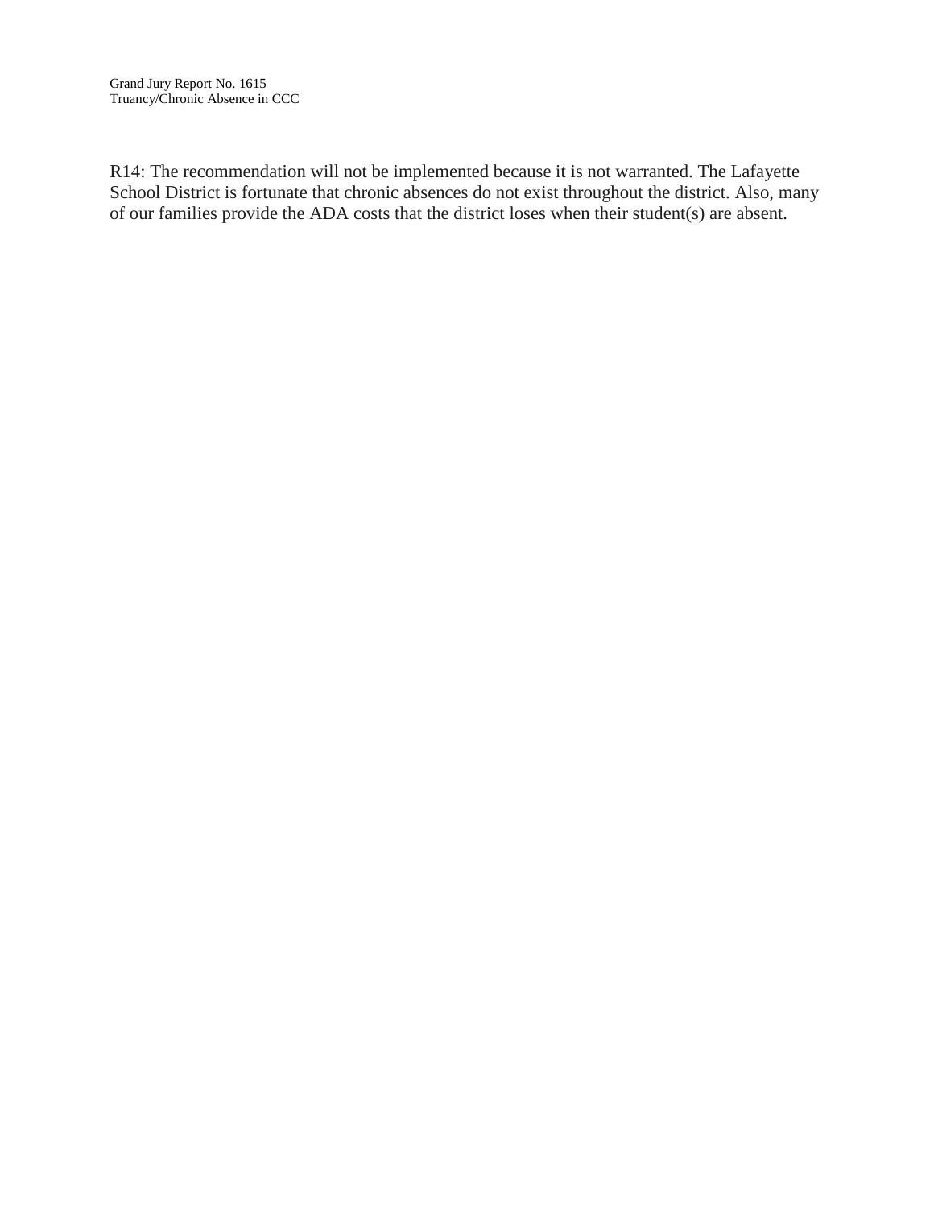R14: The recommendation will not be implemented because it is not warranted. The Lafayette School District is fortunate that chronic absences do not exist throughout the district. Also, many of our families provide the ADA costs that the district loses when their student(s) are absent.